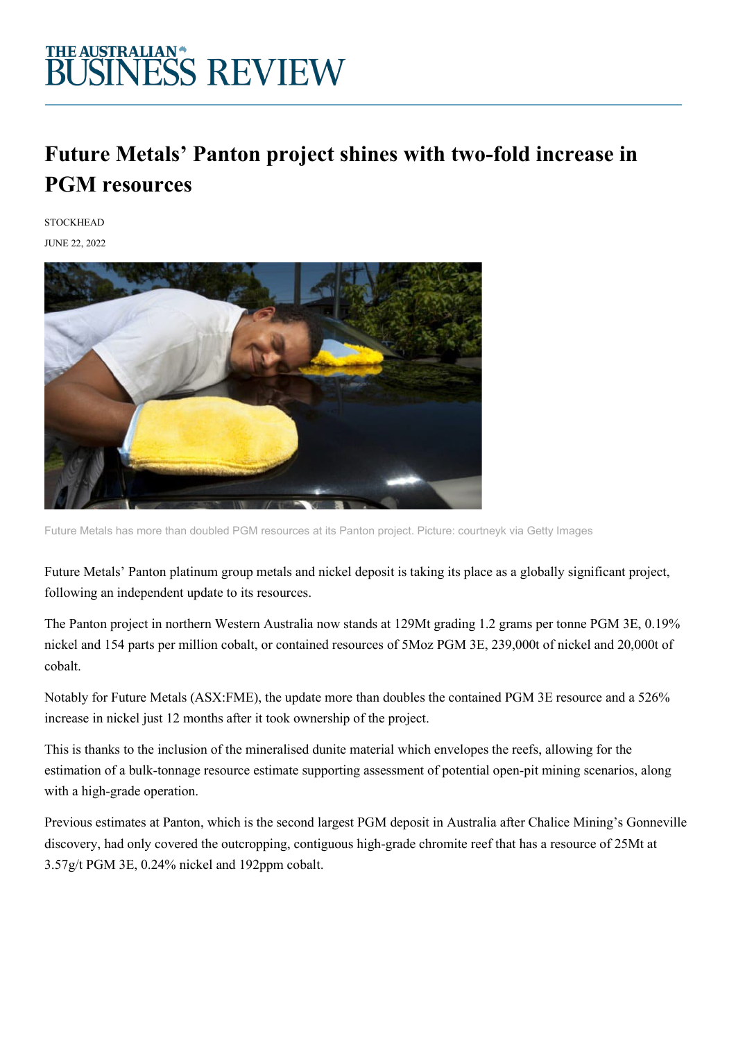# THE AUSTRALIAN BUSINESS REVIEW

## Future Metals' Panton project shines with two-fold increase in PGM resources

STOCKHEAD

JUNE 22, 2022

Future Metals has more than doubled PGM resources at its Panton project. Picture: courtneyk via Getty Images

Future Metals' Panton platinum group metals and nickel deposit is taking its place as a globally significant project, following an independent update to its resources.

The Panton project in northern Western Australia now stands at 129Mt grading 1.2 grams per tonne PGM 3E, 0.19% nickel and 154 parts per million cobalt, or contained resources of 5Moz PGM 3E, 239,000t of nickel and 20,000t of cobalt.

Notably for Future Metals (ASX:FME), the update more than doubles the contained PGM 3E resource and a 526% increase in nickel just 12 months after it took ownership of the project.

This is thanks to the inclusion of the mineralised dunite material which envelopes the reefs, allowing for the estimation of a bulk-tonnage resource estimate supporting assessment of potential open-pit mining scenarios, along with a high-grade operation.

Previous estimates at Panton, which is the second largest PGM deposit in Australia after Chalice Mining's Gonneville discovery, had only covered the outcropping, contiguous high-grade chromite reef that has a resource of 25Mt at 3.57g/t PGM 3E, 0.24% nickel and 192ppm cobalt.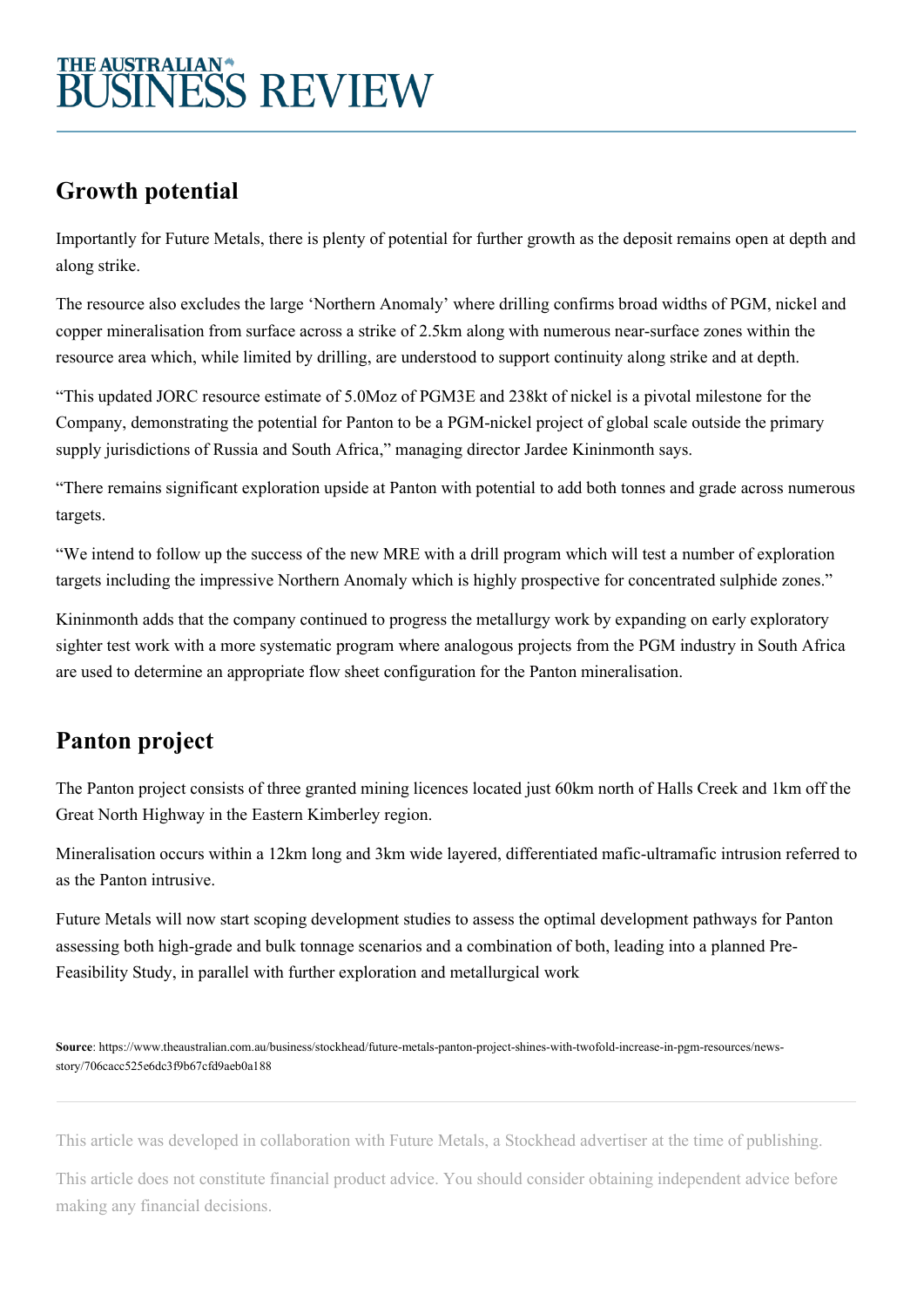## Growth potential

Importantly for Future Metals, there is plenty of potential for further growth as the deposit remains open at depth and along strike.

The resource also excludes the large 'Northern Anomaly' where drilling confirms broad widths of PGM, nickel and copper mineralisation from surface across a strike of 2.5km along with numerous near-surface zones within the resource area which, while limited by drilling, are understood to support continuity along strike and at depth.

"This updated JORC resource estimate of 5.0Moz of PGM3E and 238kt of nickel is a pivotal milestone for the Company, demonstrating the potential for Panton to be a PGM-nickel project of global scale outside the primary supply jurisdictions of Russia and South Africa," managing director Jardee Kininmonth says.

"There remains significant exploration upside at Panton with potential to add both tonnes and grade across numerous targets.

"We intend to follow up the success of the new MRE with a drill program which will test a number of exploration targets including the impressive Northern Anomaly which is highly prospective for concentrated sulphide zones."

Kininmonth adds that the company continued to progress the metallurgy work by expanding on early exploratory sighter test work with a more systematic program where analogous projects from the PGM industry in South Africa are used to determine an appropriate flow sheet configuration for the Panton mineralisation.

## Panton project

The Panton project consists of three granted mining licences located just 60km north of Halls Creek and 1km off the Great North Highway in the Eastern Kimberley region.

Mineralisation occurs within a 12km long and 3km wide layered, differentiated mafic-ultramafic intrusion referred to as the Panton intrusive.

Future Metals will now start scoping development studies to assess the optimal development pathways for Panton assessing both high-grade and bulk tonnage scenarios and a combination of both, leading into a planned Pre-Feasibility Study, in parallel with further exploration and metallurgical work

**Source**: https://www.theaustralian.com.au/business/stockhead/future-metals-panton-project-shines-with-twofold-increase-in-pgm-resources/news-story/706cacc525e6dc3f9b67cfd9aeb0a188

---

This article was developed in collaboration with Future Metals, a Stockhead advertiser at the time of publishing.

This article does not constitute financial product advice. You should consider obtaining independent advice before making any financial decisions.